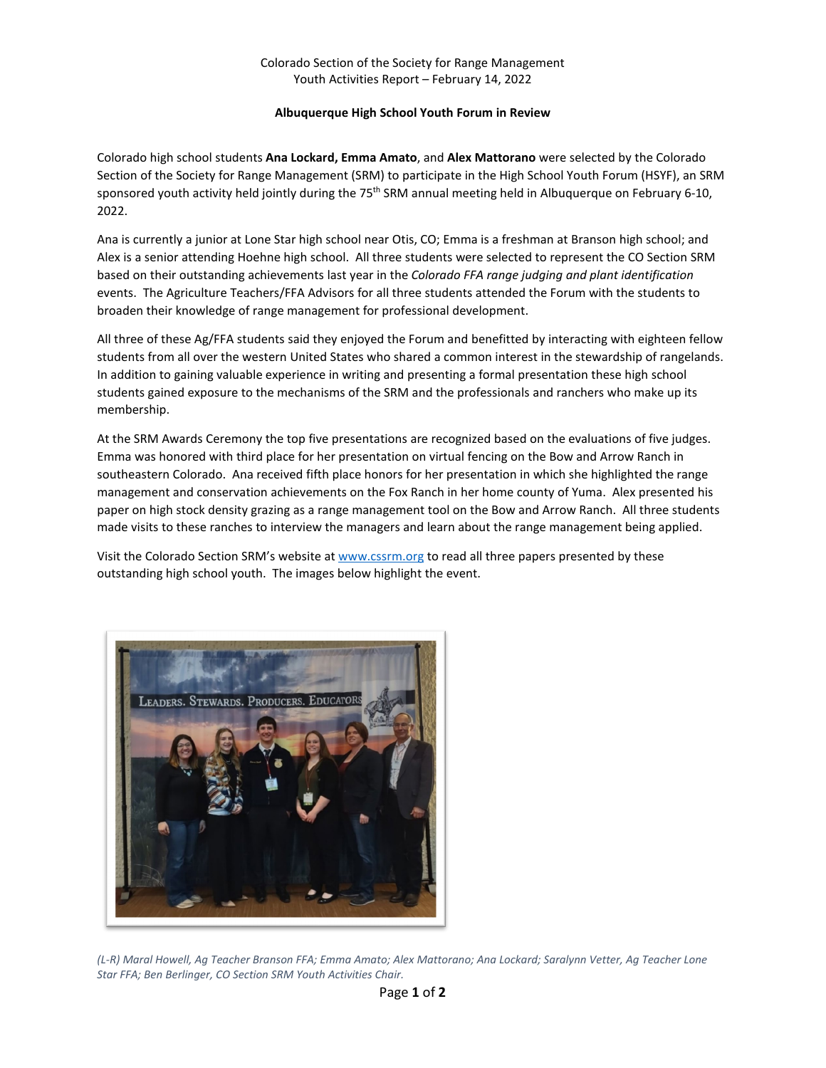Colorado Section of the Society for Range Management
Youth Activities Report – February 14, 2022

**Albuquerque High School Youth Forum in Review**

Colorado high school students **Ana Lockard, Emma Amato**, and **Alex Mattorano** were selected by the Colorado Section of the Society for Range Management (SRM) to participate in the High School Youth Forum (HSYF), an SRM sponsored youth activity held jointly during the 75th SRM annual meeting held in Albuquerque on February 6-10, 2022.

Ana is currently a junior at Lone Star high school near Otis, CO; Emma is a freshman at Branson high school; and Alex is a senior attending Hoehne high school. All three students were selected to represent the CO Section SRM based on their outstanding achievements last year in the *Colorado FFA range judging and plant identification* events. The Agriculture Teachers/FFA Advisors for all three students attended the Forum with the students to broaden their knowledge of range management for professional development.

All three of these Ag/FFA students said they enjoyed the Forum and benefitted by interacting with eighteen fellow students from all over the western United States who shared a common interest in the stewardship of rangelands. In addition to gaining valuable experience in writing and presenting a formal presentation these high school students gained exposure to the mechanisms of the SRM and the professionals and ranchers who make up its membership.

At the SRM Awards Ceremony the top five presentations are recognized based on the evaluations of five judges. Emma was honored with third place for her presentation on virtual fencing on the Bow and Arrow Ranch in southeastern Colorado. Ana received fifth place honors for her presentation in which she highlighted the range management and conservation achievements on the Fox Ranch in her home county of Yuma. Alex presented his paper on high stock density grazing as a range management tool on the Bow and Arrow Ranch. All three students made visits to these ranches to interview the managers and learn about the range management being applied.

Visit the Colorado Section SRM's website at www.cssrm.org to read all three papers presented by these outstanding high school youth. The images below highlight the event.

*(L-R) Maral Howell, Ag Teacher Branson FFA; Emma Amato; Alex Mattorano; Ana Lockard; Saralynn Vetter, Ag Teacher Lone Star FFA; Ben Berlinger, CO Section SRM Youth Activities Chair.*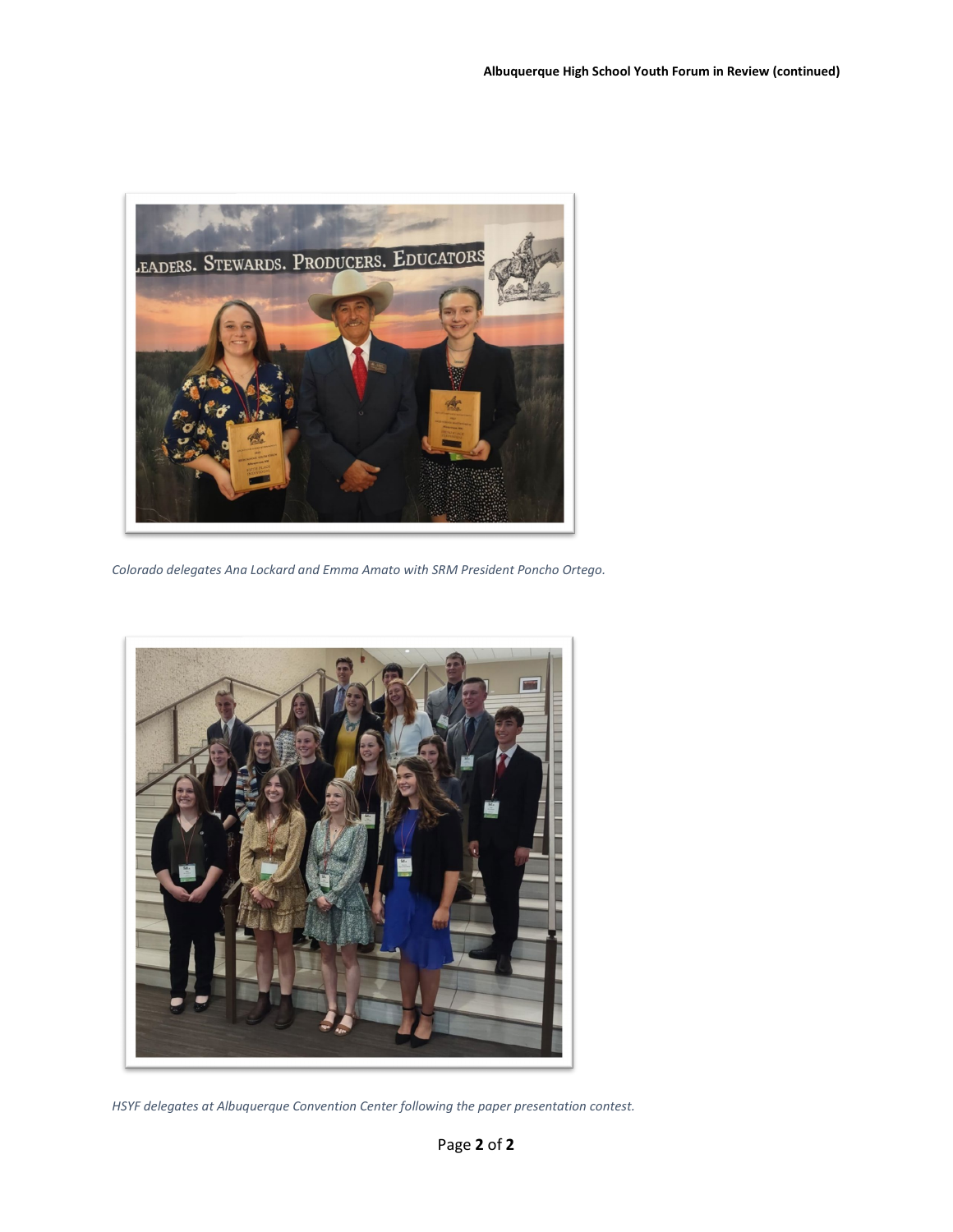Colorado delegates Ana Lockard and Emma Amato with SRM President Poncho Ortego.

HSYF delegates at Albuquerque Convention Center following the paper presentation contest.